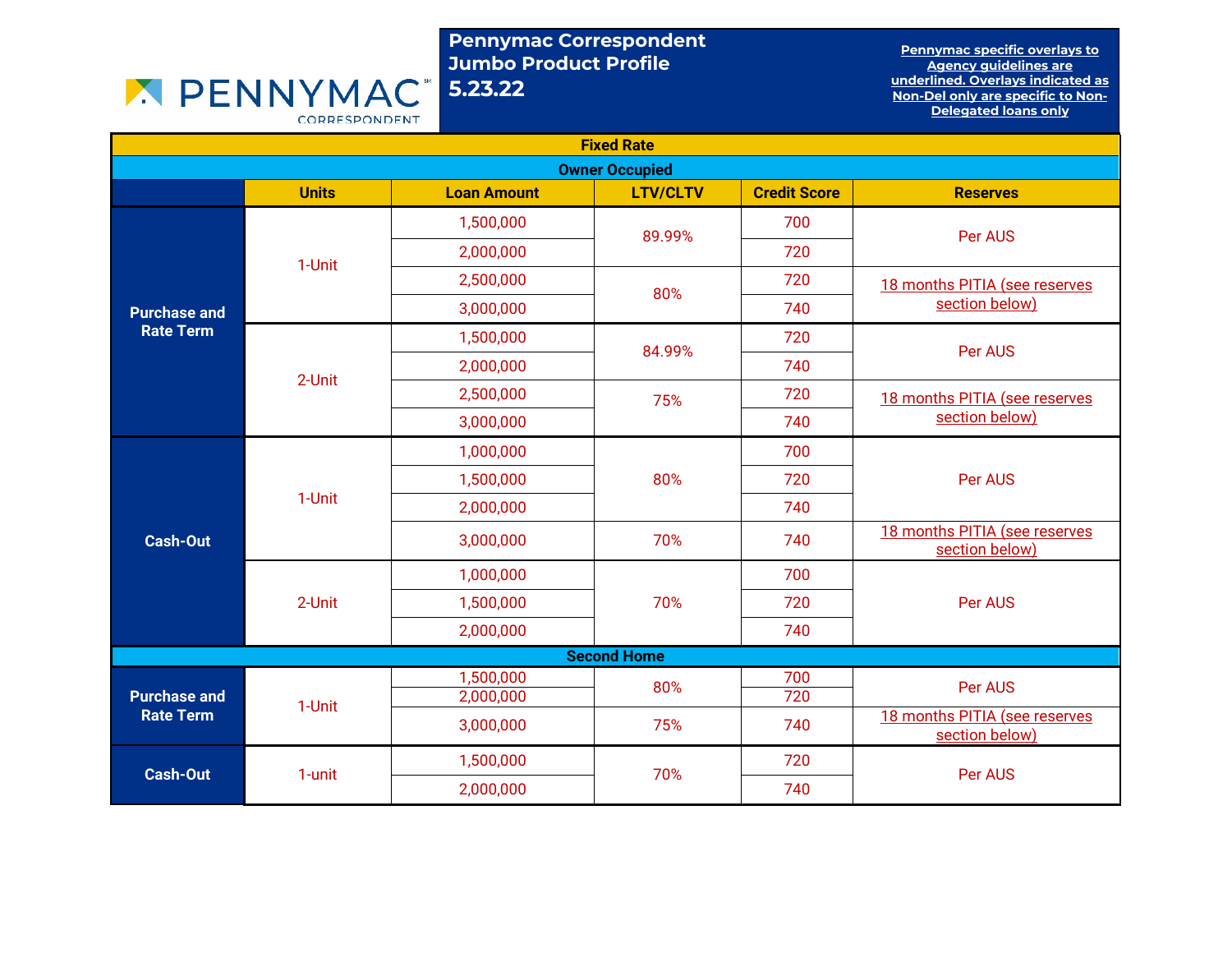# Pennymac Correspondent Jumbo Product Profile 5.23.22

**Pennymac specific overlays to Agency guidelines are underlined. Overlays indicated as Non-Del only are specific to Non-Delegated loans only**

| Fixed Rate | | | | | |
|---|---|---|---|---|---|
| **Owner Occupied** | | | | | |
| | **Units** | **Loan Amount** | **LTV/CLTV** | **Credit Score** | **Reserves** |
| Purchase and Rate Term | 1-Unit | 1,500,000 | 89.99% | 700 | Per AUS |
| | | 2,000,000 | | 720 | |
| | | 2,500,000 | 80% | 720 | 18 months PITIA (see reserves section below) |
| | | 3,000,000 | | 740 | |
| | 2-Unit | 1,500,000 | 84.99% | 720 | Per AUS |
| | | 2,000,000 | | 740 | |
| | | 2,500,000 | 75% | 720 | 18 months PITIA (see reserves section below) |
| | | 3,000,000 | | 740 | |
| Cash-Out | 1-Unit | 1,000,000 | 80% | 700 | Per AUS |
| | | 1,500,000 | | 720 | |
| | | 2,000,000 | | 740 | |
| | | 3,000,000 | 70% | 740 | 18 months PITIA (see reserves section below) |
| | 2-Unit | 1,000,000 | 70% | 700 | Per AUS |
| | | 1,500,000 | | 720 | |
| | | 2,000,000 | | 740 | |
| **Second Home** | | | | | |
| Purchase and Rate Term | 1-Unit | 1,500,000 | 80% | 700 | Per AUS |
| | | 2,000,000 | | 720 | |
| | | 3,000,000 | 75% | 740 | 18 months PITIA (see reserves section below) |
| Cash-Out | 1-unit | 1,500,000 | 70% | 720 | Per AUS |
| | | 2,000,000 | | 740 | |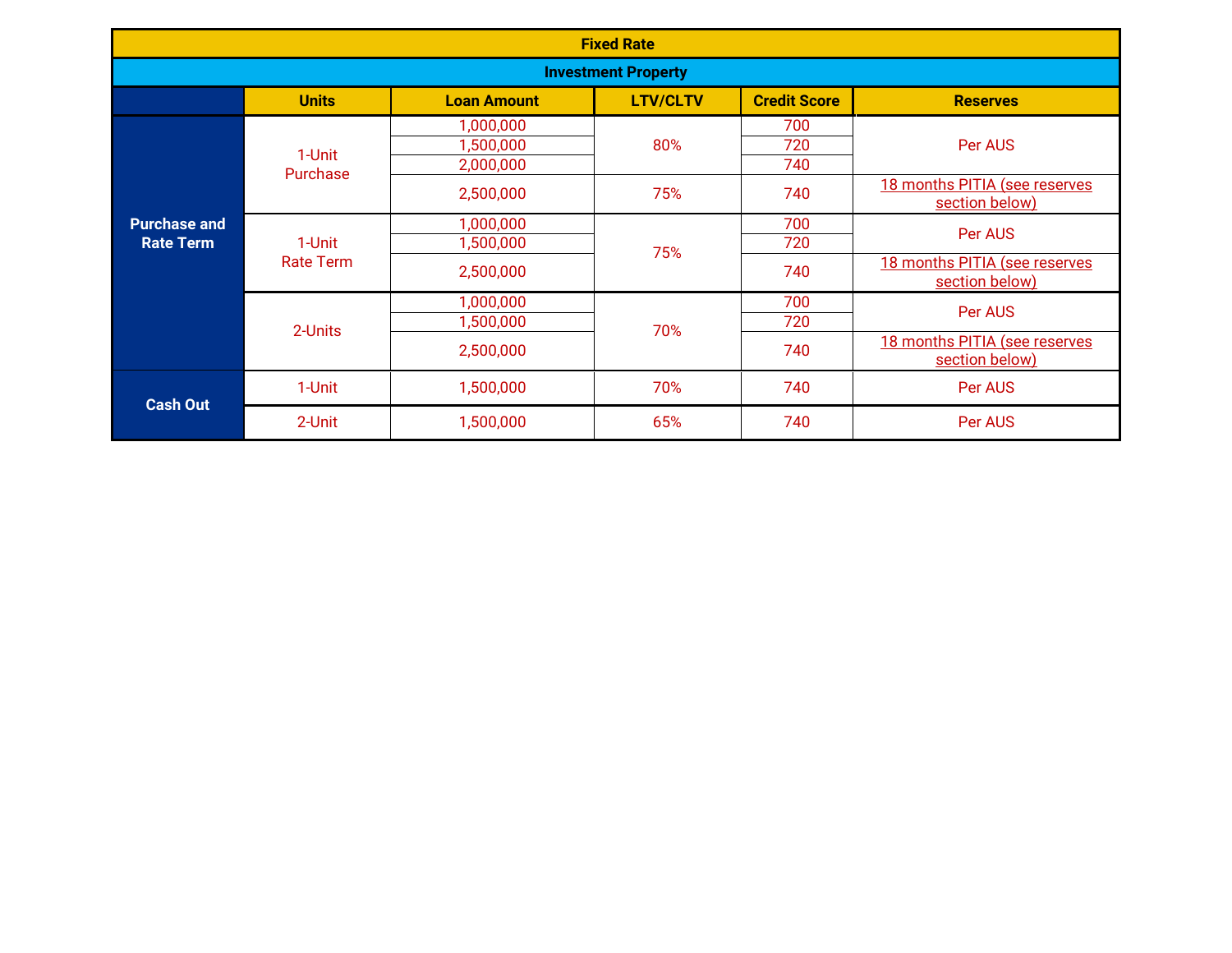| Fixed Rate | | | | | |
|---|---|---|---|---|---|
| **Investment Property** | | | | | |
| | **Units** | **Loan Amount** | **LTV/CLTV** | **Credit Score** | **Reserves** |
| **Purchase and Rate Term** | 1-Unit Purchase | 1,000,000 | 80% | 700 | Per AUS |
| | | 1,500,000 | | 720 | |
| | | 2,000,000 | | 740 | |
| | | 2,500,000 | 75% | 740 | 18 months PITIA (see reserves section below) |
| | 1-Unit Rate Term | 1,000,000 | 75% | 700 | Per AUS |
| | | 1,500,000 | | 720 | |
| | | 2,500,000 | | 740 | 18 months PITIA (see reserves section below) |
| | 2-Units | 1,000,000 | 70% | 700 | Per AUS |
| | | 1,500,000 | | 720 | |
| | | 2,500,000 | | 740 | 18 months PITIA (see reserves section below) |
| **Cash Out** | 1-Unit | 1,500,000 | 70% | 740 | Per AUS |
| | 2-Unit | 1,500,000 | 65% | 740 | Per AUS |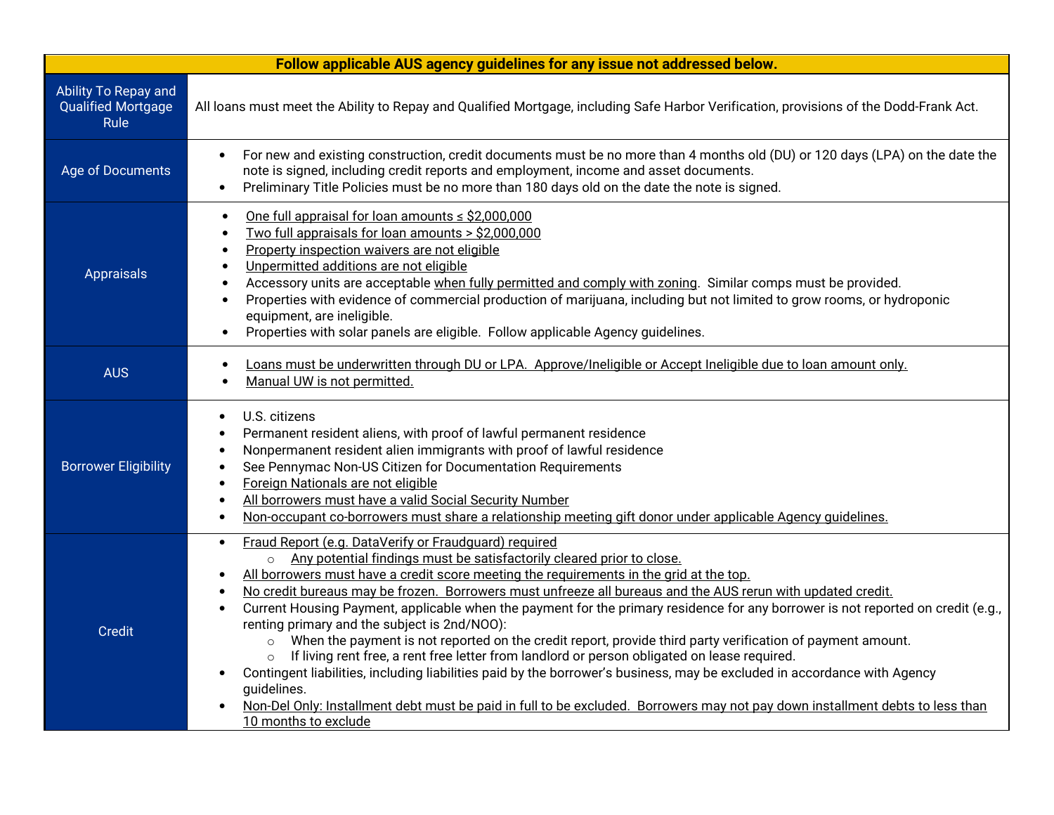| Follow applicable AUS agency guidelines for any issue not addressed below. | |
|---|---|
| Ability To Repay and Qualified Mortgage Rule | All loans must meet the Ability to Repay and Qualified Mortgage, including Safe Harbor Verification, provisions of the Dodd-Frank Act. |
| Age of Documents | • For new and existing construction, credit documents must be no more than 4 months old (DU) or 120 days (LPA) on the date the note is signed, including credit reports and employment, income and asset documents.<br>• Preliminary Title Policies must be no more than 180 days old on the date the note is signed. |
| Appraisals | • One full appraisal for loan amounts ≤ $2,000,000<br>• Two full appraisals for loan amounts > $2,000,000<br>• Property inspection waivers are not eligible<br>• Unpermitted additions are not eligible<br>• Accessory units are acceptable when fully permitted and comply with zoning. Similar comps must be provided.<br>• Properties with evidence of commercial production of marijuana, including but not limited to grow rooms, or hydroponic equipment, are ineligible.<br>• Properties with solar panels are eligible. Follow applicable Agency guidelines. |
| AUS | • Loans must be underwritten through DU or LPA. Approve/Ineligible or Accept Ineligible due to loan amount only.<br>• Manual UW is not permitted. |
| Borrower Eligibility | • U.S. citizens<br>• Permanent resident aliens, with proof of lawful permanent residence<br>• Nonpermanent resident alien immigrants with proof of lawful residence<br>• See Pennymac Non-US Citizen for Documentation Requirements<br>• Foreign Nationals are not eligible<br>• All borrowers must have a valid Social Security Number<br>• Non-occupant co-borrowers must share a relationship meeting gift donor under applicable Agency guidelines. |
| Credit | • Fraud Report (e.g. DataVerify or Fraudguard) required<br>  ○ Any potential findings must be satisfactorily cleared prior to close.<br>• All borrowers must have a credit score meeting the requirements in the grid at the top.<br>• No credit bureaus may be frozen. Borrowers must unfreeze all bureaus and the AUS rerun with updated credit.<br>• Current Housing Payment, applicable when the payment for the primary residence for any borrower is not reported on credit (e.g., renting primary and the subject is 2nd/NOO):<br>  ○ When the payment is not reported on the credit report, provide third party verification of payment amount.<br>  ○ If living rent free, a rent free letter from landlord or person obligated on lease required.<br>• Contingent liabilities, including liabilities paid by the borrower's business, may be excluded in accordance with Agency guidelines.<br>• Non-Del Only: Installment debt must be paid in full to be excluded. Borrowers may not pay down installment debts to less than 10 months to exclude |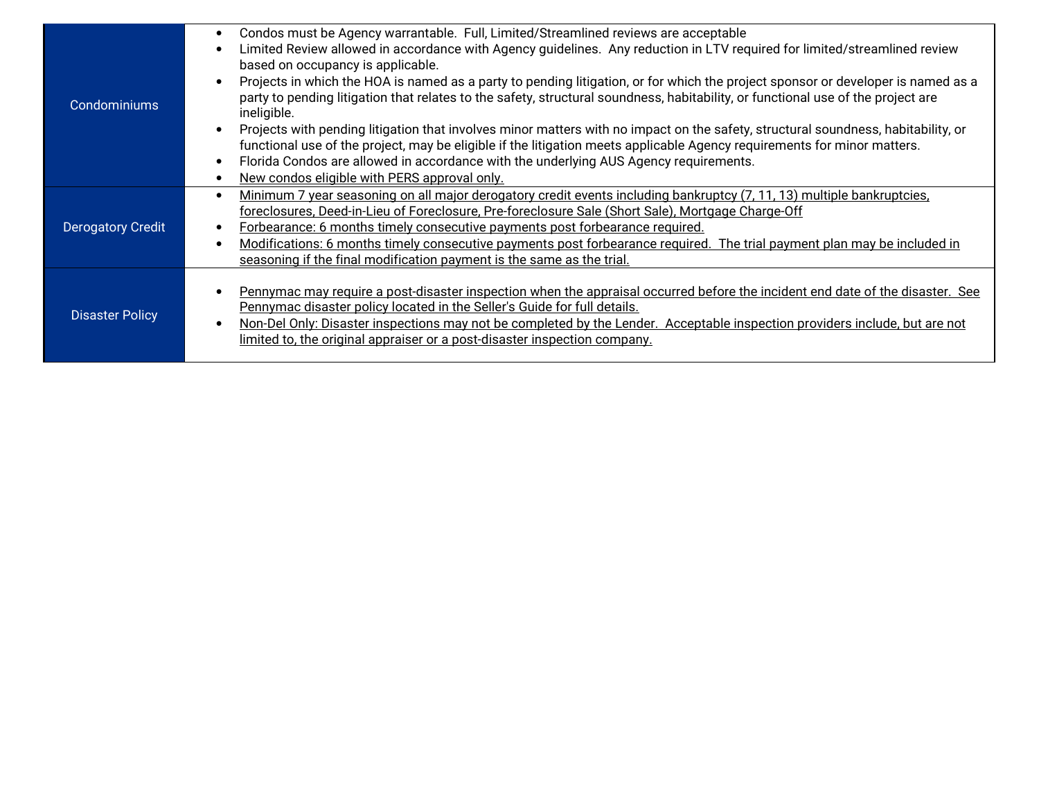| | |
|---|---|
| Condominiums | • Condos must be Agency warrantable. Full, Limited/Streamlined reviews are acceptable<br>• Limited Review allowed in accordance with Agency guidelines. Any reduction in LTV required for limited/streamlined review based on occupancy is applicable.<br>• Projects in which the HOA is named as a party to pending litigation, or for which the project sponsor or developer is named as a party to pending litigation that relates to the safety, structural soundness, habitability, or functional use of the project are ineligible.<br>• Projects with pending litigation that involves minor matters with no impact on the safety, structural soundness, habitability, or functional use of the project, may be eligible if the litigation meets applicable Agency requirements for minor matters.<br>• Florida Condos are allowed in accordance with the underlying AUS Agency requirements.<br>• <u>New condos eligible with PERS approval only.</u> |
| Derogatory Credit | • <u>Minimum 7 year seasoning on all major derogatory credit events including bankruptcy (7, 11, 13) multiple bankruptcies, foreclosures, Deed-in-Lieu of Foreclosure, Pre-foreclosure Sale (Short Sale), Mortgage Charge-Off</u><br>• <u>Forbearance: 6 months timely consecutive payments post forbearance required.</u><br>• <u>Modifications: 6 months timely consecutive payments post forbearance required. The trial payment plan may be included in seasoning if the final modification payment is the same as the trial.</u> |
| Disaster Policy | • <u>Pennymac may require a post-disaster inspection when the appraisal occurred before the incident end date of the disaster. See Pennymac disaster policy located in the Seller's Guide for full details.</u><br>• <u>Non-Del Only: Disaster inspections may not be completed by the Lender. Acceptable inspection providers include, but are not limited to, the original appraiser or a post-disaster inspection company.</u> |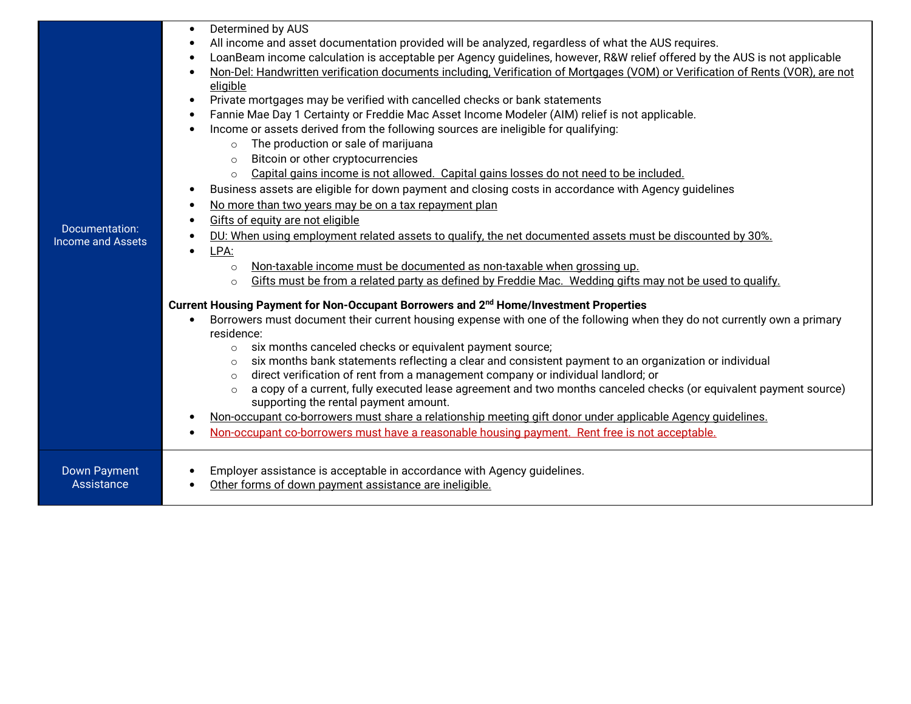| | |
|---|---|
| Documentation: Income and Assets | <ul><li>Determined by AUS</li><li>All income and asset documentation provided will be analyzed, regardless of what the AUS requires.</li><li>LoanBeam income calculation is acceptable per Agency guidelines, however, R&W relief offered by the AUS is not applicable</li><li><u>Non-Del: Handwritten verification documents including, Verification of Mortgages (VOM) or Verification of Rents (VOR), are not eligible</u></li><li>Private mortgages may be verified with cancelled checks or bank statements</li><li>Fannie Mae Day 1 Certainty or Freddie Mac Asset Income Modeler (AIM) relief is not applicable.</li><li>Income or assets derived from the following sources are ineligible for qualifying:<ul><li>The production or sale of marijuana</li><li>Bitcoin or other cryptocurrencies</li><li><u>Capital gains income is not allowed. Capital gains losses do not need to be included.</u></li></ul></li><li>Business assets are eligible for down payment and closing costs in accordance with Agency guidelines</li><li><u>No more than two years may be on a tax repayment plan</u></li><li><u>Gifts of equity are not eligible</u></li><li><u>DU: When using employment related assets to qualify, the net documented assets must be discounted by 30%.</u></li><li><u>LPA:</u><ul><li><u>Non-taxable income must be documented as non-taxable when grossing up.</u></li><li><u>Gifts must be from a related party as defined by Freddie Mac. Wedding gifts may not be used to qualify.</u></li></ul></li></ul>**Current Housing Payment for Non-Occupant Borrowers and 2nd Home/Investment Properties**<ul><li>Borrowers must document their current housing expense with one of the following when they do not currently own a primary residence:<ul><li>six months canceled checks or equivalent payment source;</li><li>six months bank statements reflecting a clear and consistent payment to an organization or individual</li><li>direct verification of rent from a management company or individual landlord; or</li><li>a copy of a current, fully executed lease agreement and two months canceled checks (or equivalent payment source) supporting the rental payment amount.</li></ul></li><li><u>Non-occupant co-borrowers must share a relationship meeting gift donor under applicable Agency guidelines.</u></li><li><u>Non-occupant co-borrowers must have a reasonable housing payment. Rent free is not acceptable.</u></li></ul> |
| Down Payment Assistance | <ul><li>Employer assistance is acceptable in accordance with Agency guidelines.</li><li><u>Other forms of down payment assistance are ineligible.</u></li></ul> |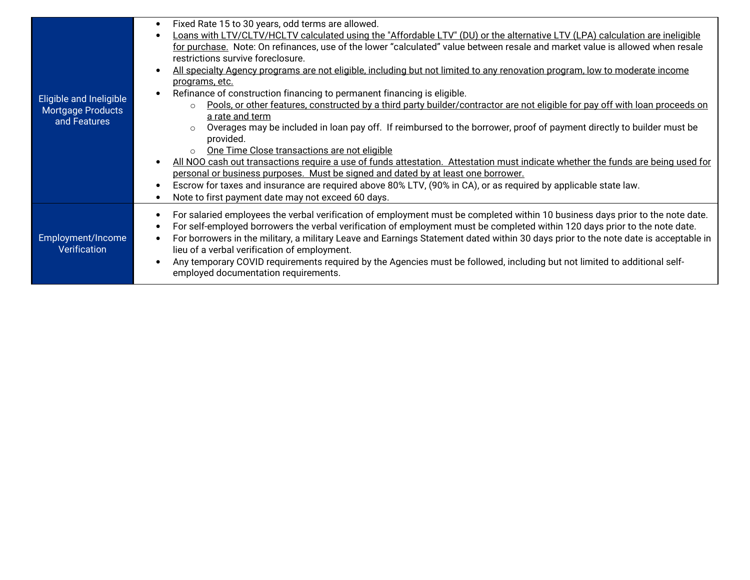| | |
|---|---|
| Eligible and Ineligible Mortgage Products and Features | • Fixed Rate 15 to 30 years, odd terms are allowed.<br>• Loans with LTV/CLTV/HCLTV calculated using the "Affordable LTV" (DU) or the alternative LTV (LPA) calculation are ineligible for purchase. Note: On refinances, use of the lower "calculated" value between resale and market value is allowed when resale restrictions survive foreclosure.<br>• All specialty Agency programs are not eligible, including but not limited to any renovation program, low to moderate income programs, etc.<br>• Refinance of construction financing to permanent financing is eligible.<br>&nbsp;&nbsp;&nbsp;&nbsp;○ Pools, or other features, constructed by a third party builder/contractor are not eligible for pay off with loan proceeds on a rate and term<br>&nbsp;&nbsp;&nbsp;&nbsp;○ Overages may be included in loan pay off. If reimbursed to the borrower, proof of payment directly to builder must be provided.<br>&nbsp;&nbsp;&nbsp;&nbsp;○ One Time Close transactions are not eligible<br>• All NOO cash out transactions require a use of funds attestation. Attestation must indicate whether the funds are being used for personal or business purposes. Must be signed and dated by at least one borrower.<br>• Escrow for taxes and insurance are required above 80% LTV, (90% in CA), or as required by applicable state law.<br>• Note to first payment date may not exceed 60 days. |
| Employment/Income Verification | • For salaried employees the verbal verification of employment must be completed within 10 business days prior to the note date.<br>• For self-employed borrowers the verbal verification of employment must be completed within 120 days prior to the note date.<br>• For borrowers in the military, a military Leave and Earnings Statement dated within 30 days prior to the note date is acceptable in lieu of a verbal verification of employment.<br>• Any temporary COVID requirements required by the Agencies must be followed, including but not limited to additional self-employed documentation requirements. |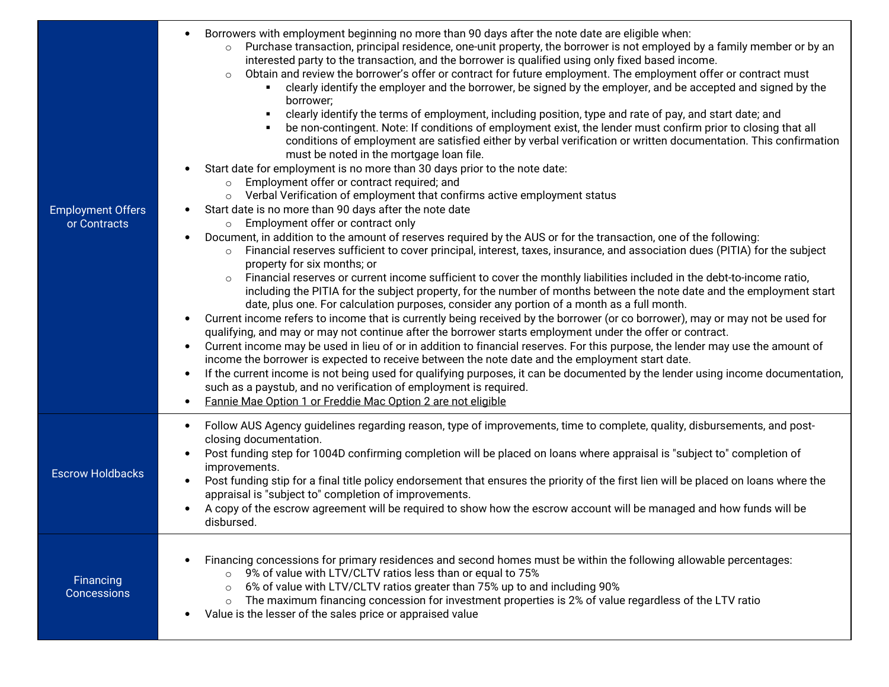| | |
|---|---|
| Employment Offers or Contracts | • Borrowers with employment beginning no more than 90 days after the note date are eligible when:<br>&nbsp;&nbsp;&nbsp;&nbsp;○ Purchase transaction, principal residence, one-unit property, the borrower is not employed by a family member or by an interested party to the transaction, and the borrower is qualified using only fixed based income.<br>&nbsp;&nbsp;&nbsp;&nbsp;○ Obtain and review the borrower's offer or contract for future employment. The employment offer or contract must<br>&nbsp;&nbsp;&nbsp;&nbsp;&nbsp;&nbsp;&nbsp;&nbsp;▪ clearly identify the employer and the borrower, be signed by the employer, and be accepted and signed by the borrower;<br>&nbsp;&nbsp;&nbsp;&nbsp;&nbsp;&nbsp;&nbsp;&nbsp;▪ clearly identify the terms of employment, including position, type and rate of pay, and start date; and<br>&nbsp;&nbsp;&nbsp;&nbsp;&nbsp;&nbsp;&nbsp;&nbsp;▪ be non-contingent. Note: If conditions of employment exist, the lender must confirm prior to closing that all conditions of employment are satisfied either by verbal verification or written documentation. This confirmation must be noted in the mortgage loan file.<br>• Start date for employment is no more than 30 days prior to the note date:<br>&nbsp;&nbsp;&nbsp;&nbsp;○ Employment offer or contract required; and<br>&nbsp;&nbsp;&nbsp;&nbsp;○ Verbal Verification of employment that confirms active employment status<br>• Start date is no more than 90 days after the note date<br>&nbsp;&nbsp;&nbsp;&nbsp;○ Employment offer or contract only<br>• Document, in addition to the amount of reserves required by the AUS or for the transaction, one of the following:<br>&nbsp;&nbsp;&nbsp;&nbsp;○ Financial reserves sufficient to cover principal, interest, taxes, insurance, and association dues (PITIA) for the subject property for six months; or<br>&nbsp;&nbsp;&nbsp;&nbsp;○ Financial reserves or current income sufficient to cover the monthly liabilities included in the debt-to-income ratio, including the PITIA for the subject property, for the number of months between the note date and the employment start date, plus one. For calculation purposes, consider any portion of a month as a full month.<br>• Current income refers to income that is currently being received by the borrower (or co borrower), may or may not be used for qualifying, and may or may not continue after the borrower starts employment under the offer or contract.<br>• Current income may be used in lieu of or in addition to financial reserves. For this purpose, the lender may use the amount of income the borrower is expected to receive between the note date and the employment start date.<br>• If the current income is not being used for qualifying purposes, it can be documented by the lender using income documentation, such as a paystub, and no verification of employment is required.<br>• Fannie Mae Option 1 or Freddie Mac Option 2 are not eligible |
| Escrow Holdbacks | • Follow AUS Agency guidelines regarding reason, type of improvements, time to complete, quality, disbursements, and post-closing documentation.<br>• Post funding step for 1004D confirming completion will be placed on loans where appraisal is "subject to" completion of improvements.<br>• Post funding stip for a final title policy endorsement that ensures the priority of the first lien will be placed on loans where the appraisal is "subject to" completion of improvements.<br>• A copy of the escrow agreement will be required to show how the escrow account will be managed and how funds will be disbursed. |
| Financing Concessions | • Financing concessions for primary residences and second homes must be within the following allowable percentages:<br>&nbsp;&nbsp;&nbsp;&nbsp;○ 9% of value with LTV/CLTV ratios less than or equal to 75%<br>&nbsp;&nbsp;&nbsp;&nbsp;○ 6% of value with LTV/CLTV ratios greater than 75% up to and including 90%<br>&nbsp;&nbsp;&nbsp;&nbsp;○ The maximum financing concession for investment properties is 2% of value regardless of the LTV ratio<br>• Value is the lesser of the sales price or appraised value |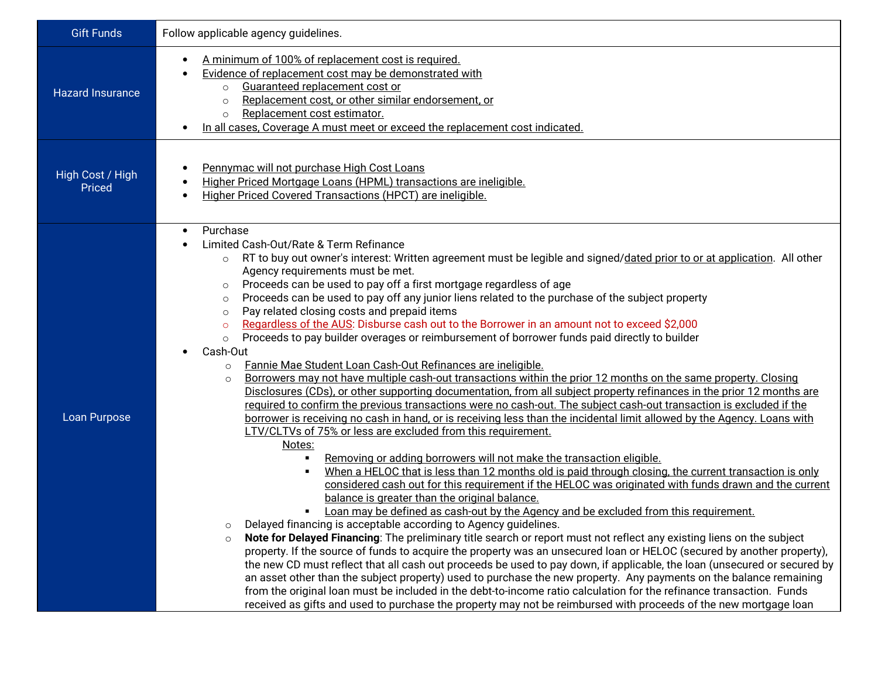| | |
|---|---|
| Gift Funds | Follow applicable agency guidelines. |
| Hazard Insurance | • A minimum of 100% of replacement cost is required.<br>• Evidence of replacement cost may be demonstrated with<br>&nbsp;&nbsp;&nbsp;&nbsp;○ Guaranteed replacement cost or<br>&nbsp;&nbsp;&nbsp;&nbsp;○ Replacement cost, or other similar endorsement, or<br>&nbsp;&nbsp;&nbsp;&nbsp;○ Replacement cost estimator.<br>• In all cases, Coverage A must meet or exceed the replacement cost indicated. |
| High Cost / High Priced | • Pennymac will not purchase High Cost Loans<br>• Higher Priced Mortgage Loans (HPML) transactions are ineligible.<br>• Higher Priced Covered Transactions (HPCT) are ineligible. |
| Loan Purpose | • Purchase<br>• Limited Cash-Out/Rate & Term Refinance<br>&nbsp;&nbsp;&nbsp;&nbsp;○ RT to buy out owner's interest: Written agreement must be legible and signed/dated prior to or at application. All other Agency requirements must be met.<br>&nbsp;&nbsp;&nbsp;&nbsp;○ Proceeds can be used to pay off a first mortgage regardless of age<br>&nbsp;&nbsp;&nbsp;&nbsp;○ Proceeds can be used to pay off any junior liens related to the purchase of the subject property<br>&nbsp;&nbsp;&nbsp;&nbsp;○ Pay related closing costs and prepaid items<br>&nbsp;&nbsp;&nbsp;&nbsp;○ Regardless of the AUS: Disburse cash out to the Borrower in an amount not to exceed $2,000<br>&nbsp;&nbsp;&nbsp;&nbsp;○ Proceeds to pay builder overages or reimbursement of borrower funds paid directly to builder<br>• Cash-Out<br>&nbsp;&nbsp;&nbsp;&nbsp;○ Fannie Mae Student Loan Cash-Out Refinances are ineligible.<br>&nbsp;&nbsp;&nbsp;&nbsp;○ Borrowers may not have multiple cash-out transactions within the prior 12 months on the same property. Closing Disclosures (CDs), or other supporting documentation, from all subject property refinances in the prior 12 months are required to confirm the previous transactions were no cash-out. The subject cash-out transaction is excluded if the borrower is receiving no cash in hand, or is receiving less than the incidental limit allowed by the Agency. Loans with LTV/CLTVs of 75% or less are excluded from this requirement.<br>&nbsp;&nbsp;&nbsp;&nbsp;&nbsp;&nbsp;&nbsp;&nbsp;Notes:<br>&nbsp;&nbsp;&nbsp;&nbsp;&nbsp;&nbsp;&nbsp;&nbsp;▪ Removing or adding borrowers will not make the transaction eligible.<br>&nbsp;&nbsp;&nbsp;&nbsp;&nbsp;&nbsp;&nbsp;&nbsp;▪ When a HELOC that is less than 12 months old is paid through closing, the current transaction is only considered cash out for this requirement if the HELOC was originated with funds drawn and the current balance is greater than the original balance.<br>&nbsp;&nbsp;&nbsp;&nbsp;&nbsp;&nbsp;&nbsp;&nbsp;▪ Loan may be defined as cash-out by the Agency and be excluded from this requirement.<br>&nbsp;&nbsp;&nbsp;&nbsp;○ Delayed financing is acceptable according to Agency guidelines.<br>&nbsp;&nbsp;&nbsp;&nbsp;○ **Note for Delayed Financing**: The preliminary title search or report must not reflect any existing liens on the subject property. If the source of funds to acquire the property was an unsecured loan or HELOC (secured by another property), the new CD must reflect that all cash out proceeds be used to pay down, if applicable, the loan (unsecured or secured by an asset other than the subject property) used to purchase the new property. Any payments on the balance remaining from the original loan must be included in the debt-to-income ratio calculation for the refinance transaction. Funds received as gifts and used to purchase the property may not be reimbursed with proceeds of the new mortgage loan |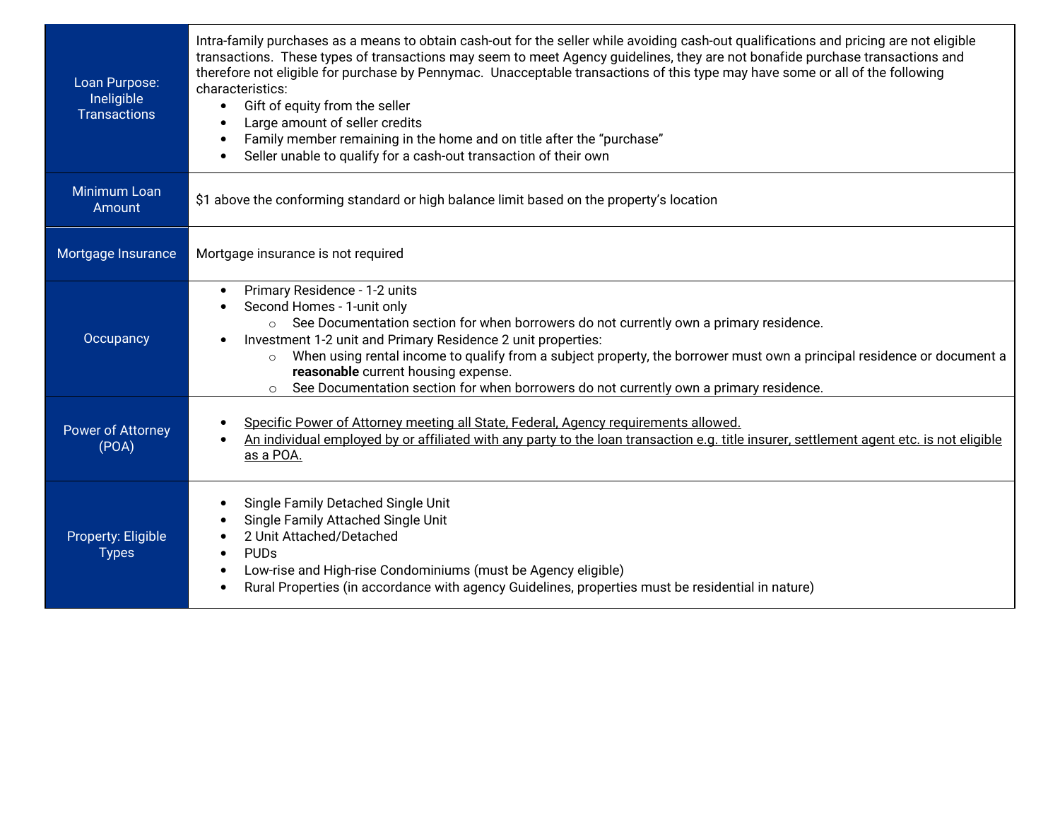| | |
|---|---|
| Loan Purpose: Ineligible Transactions | Intra-family purchases as a means to obtain cash-out for the seller while avoiding cash-out qualifications and pricing are not eligible transactions. These types of transactions may seem to meet Agency guidelines, they are not bonafide purchase transactions and therefore not eligible for purchase by Pennymac. Unacceptable transactions of this type may have some or all of the following characteristics:<br>• Gift of equity from the seller<br>• Large amount of seller credits<br>• Family member remaining in the home and on title after the "purchase"<br>• Seller unable to qualify for a cash-out transaction of their own |
| Minimum Loan Amount | $1 above the conforming standard or high balance limit based on the property's location |
| Mortgage Insurance | Mortgage insurance is not required |
| Occupancy | • Primary Residence - 1-2 units<br>• Second Homes - 1-unit only<br>  ○ See Documentation section for when borrowers do not currently own a primary residence.<br>• Investment 1-2 unit and Primary Residence 2 unit properties:<br>  ○ When using rental income to qualify from a subject property, the borrower must own a principal residence or document a **reasonable** current housing expense.<br>  ○ See Documentation section for when borrowers do not currently own a primary residence. |
| Power of Attorney (POA) | • Specific Power of Attorney meeting all State, Federal, Agency requirements allowed.<br>• An individual employed by or affiliated with any party to the loan transaction e.g. title insurer, settlement agent etc. is not eligible as a POA. |
| Property: Eligible Types | • Single Family Detached Single Unit<br>• Single Family Attached Single Unit<br>• 2 Unit Attached/Detached<br>• PUDs<br>• Low-rise and High-rise Condominiums (must be Agency eligible)<br>• Rural Properties (in accordance with agency Guidelines, properties must be residential in nature) |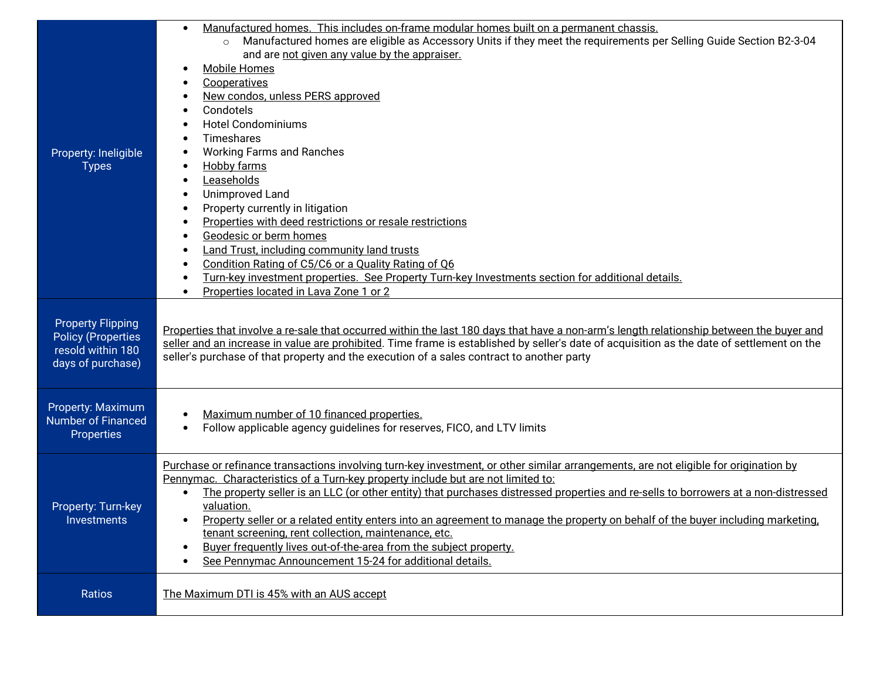| | |
|---|---|
| Property: Ineligible Types | • Manufactured homes. This includes on-frame modular homes built on a permanent chassis.<br>  ○ Manufactured homes are eligible as Accessory Units if they meet the requirements per Selling Guide Section B2-3-04 and are not given any value by the appraiser.<br>• Mobile Homes<br>• Cooperatives<br>• New condos, unless PERS approved<br>• Condotels<br>• Hotel Condominiums<br>• Timeshares<br>• Working Farms and Ranches<br>• Hobby farms<br>• Leaseholds<br>• Unimproved Land<br>• Property currently in litigation<br>• Properties with deed restrictions or resale restrictions<br>• Geodesic or berm homes<br>• Land Trust, including community land trusts<br>• Condition Rating of C5/C6 or a Quality Rating of Q6<br>• Turn-key investment properties. See Property Turn-key Investments section for additional details.<br>• Properties located in Lava Zone 1 or 2 |
| Property Flipping Policy (Properties resold within 180 days of purchase) | Properties that involve a re-sale that occurred within the last 180 days that have a non-arm's length relationship between the buyer and seller and an increase in value are prohibited. Time frame is established by seller's date of acquisition as the date of settlement on the seller's purchase of that property and the execution of a sales contract to another party |
| Property: Maximum Number of Financed Properties | • Maximum number of 10 financed properties.<br>• Follow applicable agency guidelines for reserves, FICO, and LTV limits |
| Property: Turn-key Investments | Purchase or refinance transactions involving turn-key investment, or other similar arrangements, are not eligible for origination by Pennymac. Characteristics of a Turn-key property include but are not limited to:<br>• The property seller is an LLC (or other entity) that purchases distressed properties and re-sells to borrowers at a non-distressed valuation.<br>• Property seller or a related entity enters into an agreement to manage the property on behalf of the buyer including marketing, tenant screening, rent collection, maintenance, etc.<br>• Buyer frequently lives out-of-the-area from the subject property.<br>• See Pennymac Announcement 15-24 for additional details. |
| Ratios | The Maximum DTI is 45% with an AUS accept |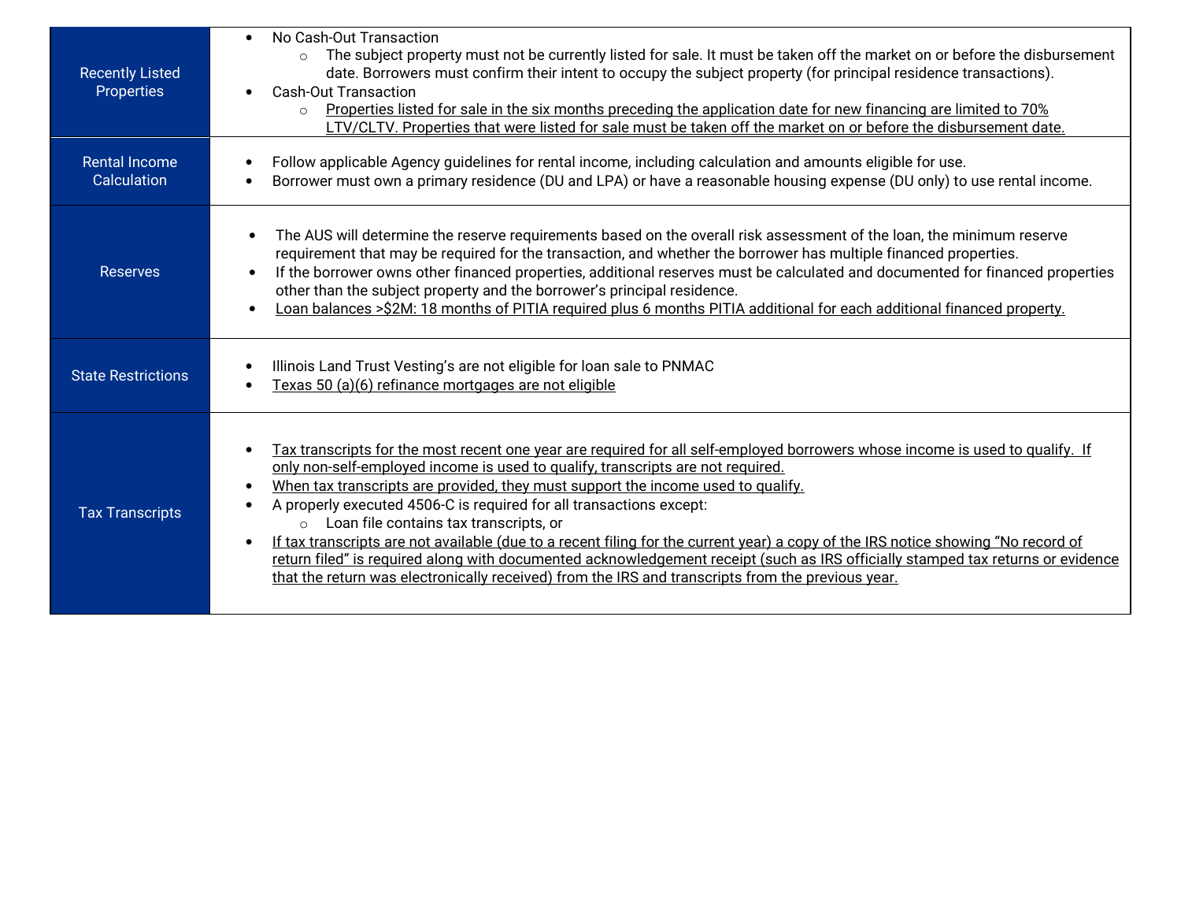| | |
|---|---|
| Recently Listed Properties | • No Cash-Out Transaction<br>  ○ The subject property must not be currently listed for sale. It must be taken off the market on or before the disbursement date. Borrowers must confirm their intent to occupy the subject property (for principal residence transactions).<br>• Cash-Out Transaction<br>  ○ <u>Properties listed for sale in the six months preceding the application date for new financing are limited to 70% LTV/CLTV. Properties that were listed for sale must be taken off the market on or before the disbursement date.</u> |
| Rental Income Calculation | • Follow applicable Agency guidelines for rental income, including calculation and amounts eligible for use.<br>• Borrower must own a primary residence (DU and LPA) or have a reasonable housing expense (DU only) to use rental income. |
| Reserves | • The AUS will determine the reserve requirements based on the overall risk assessment of the loan, the minimum reserve requirement that may be required for the transaction, and whether the borrower has multiple financed properties.<br>• If the borrower owns other financed properties, additional reserves must be calculated and documented for financed properties other than the subject property and the borrower's principal residence.<br>• <u>Loan balances >$2M: 18 months of PITIA required plus 6 months PITIA additional for each additional financed property.</u> |
| State Restrictions | • Illinois Land Trust Vesting's are not eligible for loan sale to PNMAC<br>• <u>Texas 50 (a)(6) refinance mortgages are not eligible</u> |
| Tax Transcripts | • <u>Tax transcripts for the most recent one year are required for all self-employed borrowers whose income is used to qualify. If only non-self-employed income is used to qualify, transcripts are not required.</u><br>• <u>When tax transcripts are provided, they must support the income used to qualify.</u><br>• A properly executed 4506-C is required for all transactions except:<br>  ○ Loan file contains tax transcripts, or<br>• <u>If tax transcripts are not available (due to a recent filing for the current year) a copy of the IRS notice showing "No record of return filed" is required along with documented acknowledgement receipt (such as IRS officially stamped tax returns or evidence that the return was electronically received) from the IRS and transcripts from the previous year.</u> |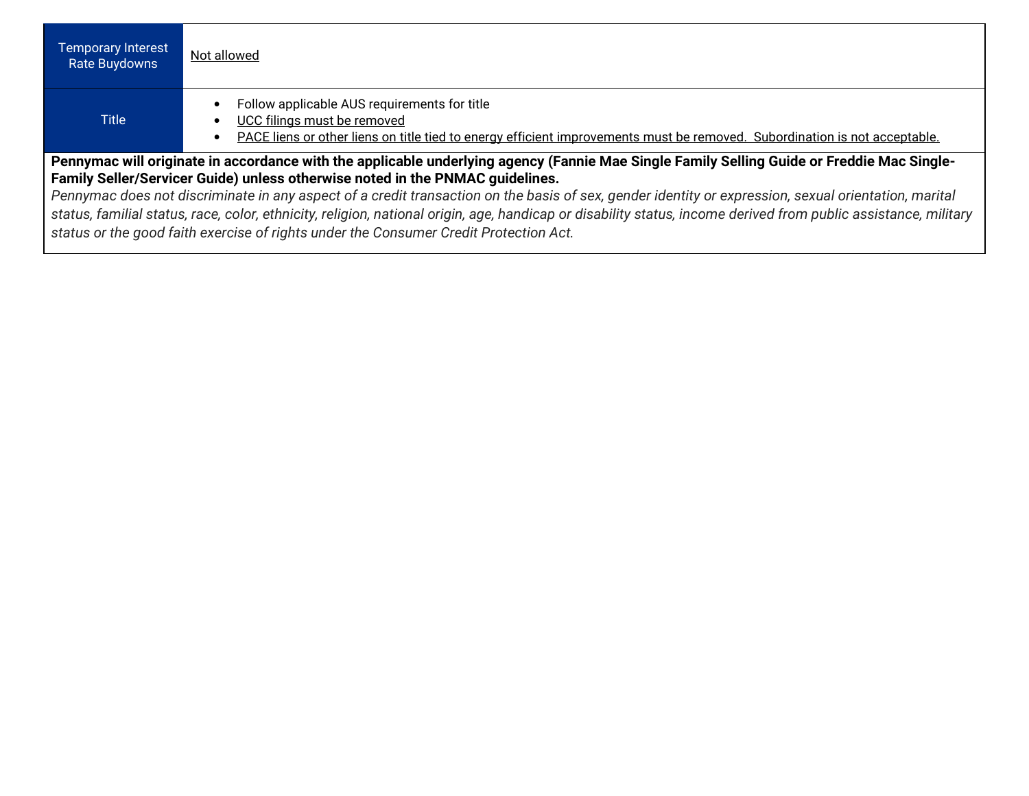| | |
|---|---|
| Temporary Interest Rate Buydowns | Not allowed |
| Title | • Follow applicable AUS requirements for title<br>• UCC filings must be removed<br>• PACE liens or other liens on title tied to energy efficient improvements must be removed. Subordination is not acceptable. |

**Pennymac will originate in accordance with the applicable underlying agency (Fannie Mae Single Family Selling Guide or Freddie Mac Single-Family Seller/Servicer Guide) unless otherwise noted in the PNMAC guidelines.**

*Pennymac does not discriminate in any aspect of a credit transaction on the basis of sex, gender identity or expression, sexual orientation, marital status, familial status, race, color, ethnicity, religion, national origin, age, handicap or disability status, income derived from public assistance, military status or the good faith exercise of rights under the Consumer Credit Protection Act.*